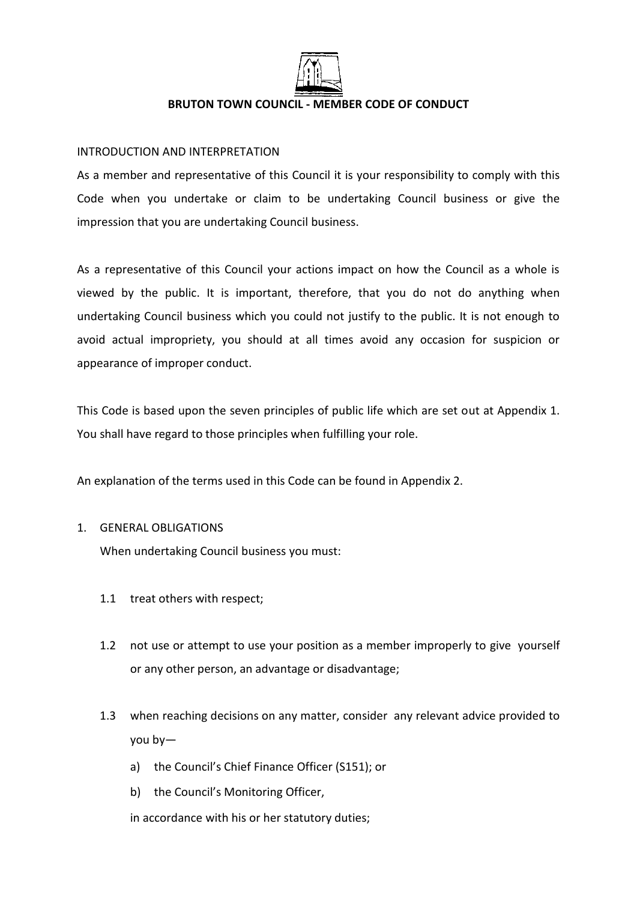# BRUTON TOWN COUNCIL - MEMBER CODE OF CONDUCT

## INTRODUCTION AND INTERPRETATION

As a member and representative of this Council it is your responsibility to comply with this Code when you undertake or claim to be undertaking Council business or give the impression that you are undertaking Council business.

As a representative of this Council your actions impact on how the Council as a whole is viewed by the public. It is important, therefore, that you do not do anything when undertaking Council business which you could not justify to the public. It is not enough to avoid actual impropriety, you should at all times avoid any occasion for suspicion or appearance of improper conduct.

This Code is based upon the seven principles of public life which are set out at Appendix 1. You shall have regard to those principles when fulfilling your role.

An explanation of the terms used in this Code can be found in Appendix 2.

## 1. GENERAL OBLIGATIONS

When undertaking Council business you must:

1.1 treat others with respect;

1.2 not use or attempt to use your position as a member improperly to give yourself or any other person, an advantage or disadvantage;

1.3 when reaching decisions on any matter, consider any relevant advice provided to you by—

a) the Council's Chief Finance Officer (S151); or

b) the Council's Monitoring Officer,

in accordance with his or her statutory duties;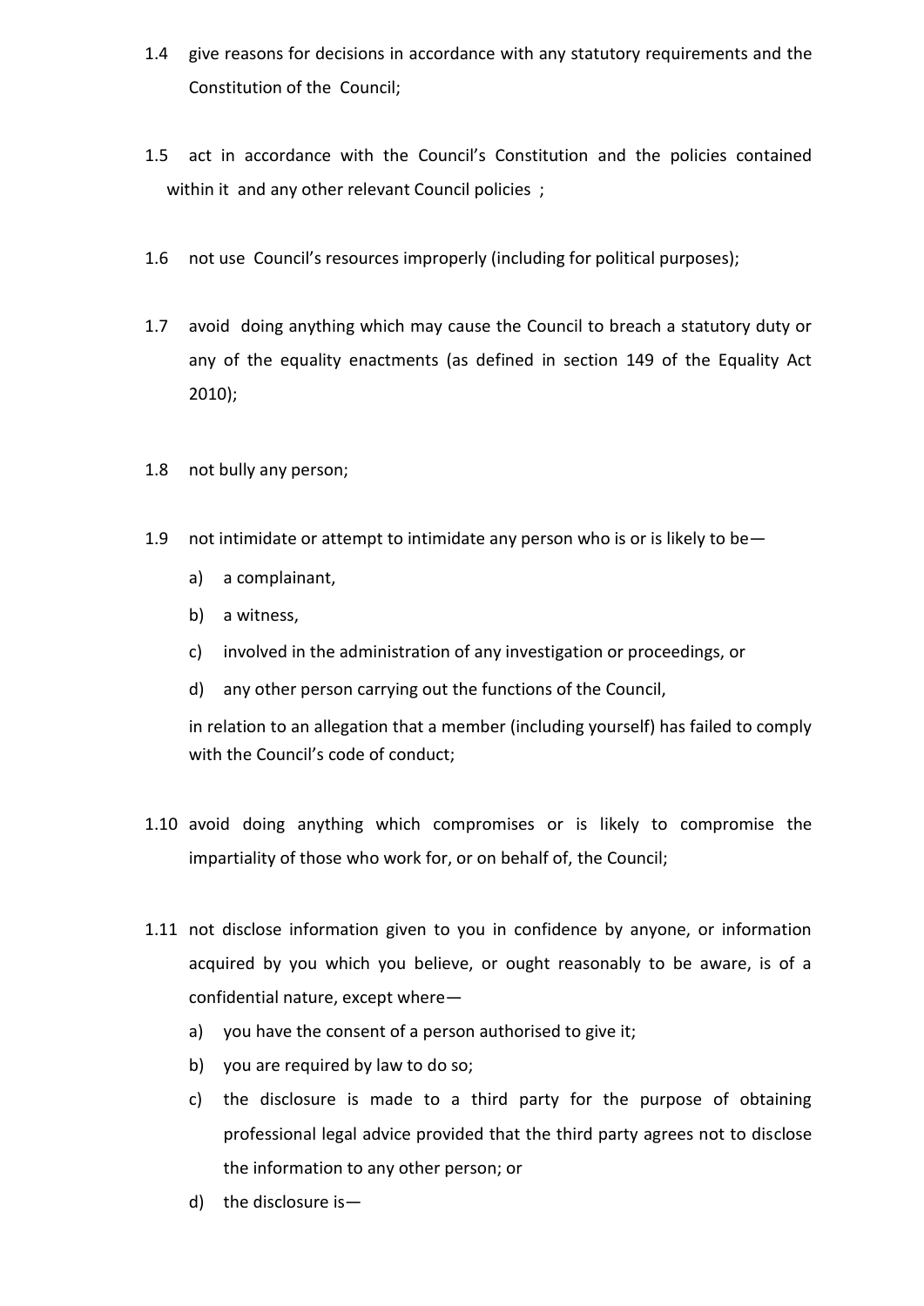1.4 give reasons for decisions in accordance with any statutory requirements and the Constitution of the Council;

1.5 act in accordance with the Council's Constitution and the policies contained within it and any other relevant Council policies ;

1.6 not use Council's resources improperly (including for political purposes);

1.7 avoid doing anything which may cause the Council to breach a statutory duty or any of the equality enactments (as defined in section 149 of the Equality Act 2010);

1.8 not bully any person;

1.9 not intimidate or attempt to intimidate any person who is or is likely to be—

   a) a complainant,
   b) a witness,
   c) involved in the administration of any investigation or proceedings, or
   d) any other person carrying out the functions of the Council,

   in relation to an allegation that a member (including yourself) has failed to comply with the Council's code of conduct;

1.10 avoid doing anything which compromises or is likely to compromise the impartiality of those who work for, or on behalf of, the Council;

1.11 not disclose information given to you in confidence by anyone, or information acquired by you which you believe, or ought reasonably to be aware, is of a confidential nature, except where—

   a) you have the consent of a person authorised to give it;
   b) you are required by law to do so;
   c) the disclosure is made to a third party for the purpose of obtaining professional legal advice provided that the third party agrees not to disclose the information to any other person; or
   d) the disclosure is—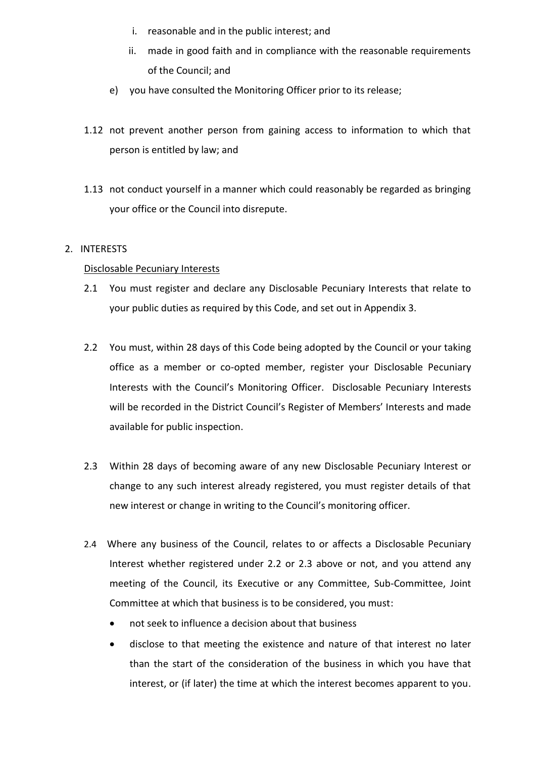i. reasonable and in the public interest; and
   ii. made in good faith and in compliance with the reasonable requirements of the Council; and

e) you have consulted the Monitoring Officer prior to its release;

1.12 not prevent another person from gaining access to information to which that person is entitled by law; and

1.13 not conduct yourself in a manner which could reasonably be regarded as bringing your office or the Council into disrepute.

2. INTERESTS

<u>Disclosable Pecuniary Interests</u>

2.1 You must register and declare any Disclosable Pecuniary Interests that relate to your public duties as required by this Code, and set out in Appendix 3.

2.2 You must, within 28 days of this Code being adopted by the Council or your taking office as a member or co-opted member, register your Disclosable Pecuniary Interests with the Council's Monitoring Officer. Disclosable Pecuniary Interests will be recorded in the District Council's Register of Members' Interests and made available for public inspection.

2.3 Within 28 days of becoming aware of any new Disclosable Pecuniary Interest or change to any such interest already registered, you must register details of that new interest or change in writing to the Council's monitoring officer.

2.4 Where any business of the Council, relates to or affects a Disclosable Pecuniary Interest whether registered under 2.2 or 2.3 above or not, and you attend any meeting of the Council, its Executive or any Committee, Sub-Committee, Joint Committee at which that business is to be considered, you must:

- not seek to influence a decision about that business
- disclose to that meeting the existence and nature of that interest no later than the start of the consideration of the business in which you have that interest, or (if later) the time at which the interest becomes apparent to you.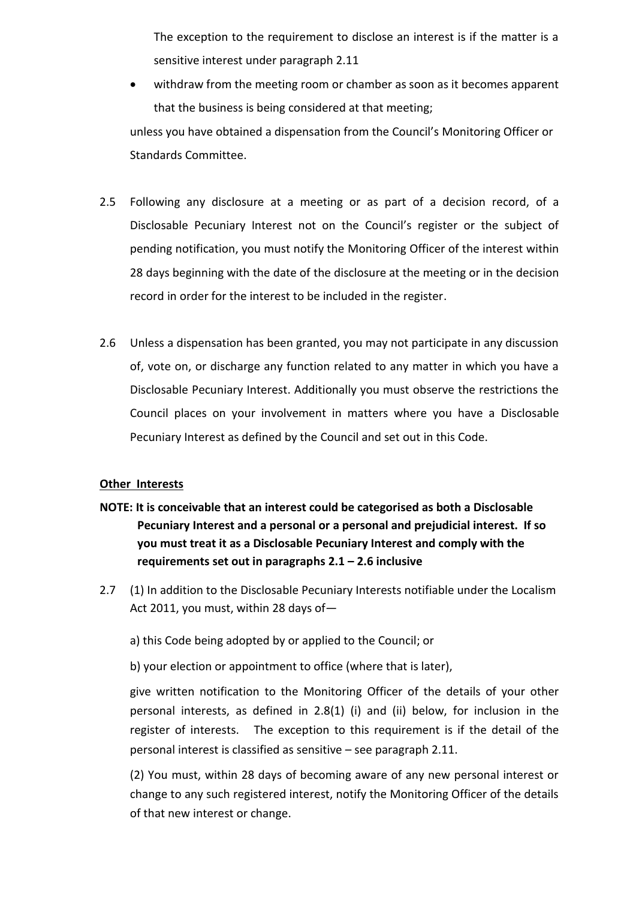The exception to the requirement to disclose an interest is if the matter is a sensitive interest under paragraph 2.11

- withdraw from the meeting room or chamber as soon as it becomes apparent that the business is being considered at that meeting;

unless you have obtained a dispensation from the Council's Monitoring Officer or Standards Committee.

2.5 Following any disclosure at a meeting or as part of a decision record, of a Disclosable Pecuniary Interest not on the Council's register or the subject of pending notification, you must notify the Monitoring Officer of the interest within 28 days beginning with the date of the disclosure at the meeting or in the decision record in order for the interest to be included in the register.

2.6 Unless a dispensation has been granted, you may not participate in any discussion of, vote on, or discharge any function related to any matter in which you have a Disclosable Pecuniary Interest. Additionally you must observe the restrictions the Council places on your involvement in matters where you have a Disclosable Pecuniary Interest as defined by the Council and set out in this Code.

**Other Interests**

**NOTE: It is conceivable that an interest could be categorised as both a Disclosable Pecuniary Interest and a personal or a personal and prejudicial interest. If so you must treat it as a Disclosable Pecuniary Interest and comply with the requirements set out in paragraphs 2.1 – 2.6 inclusive**

2.7 (1) In addition to the Disclosable Pecuniary Interests notifiable under the Localism Act 2011, you must, within 28 days of—

a) this Code being adopted by or applied to the Council; or

b) your election or appointment to office (where that is later),

give written notification to the Monitoring Officer of the details of your other personal interests, as defined in 2.8(1) (i) and (ii) below, for inclusion in the register of interests. The exception to this requirement is if the detail of the personal interest is classified as sensitive – see paragraph 2.11.

(2) You must, within 28 days of becoming aware of any new personal interest or change to any such registered interest, notify the Monitoring Officer of the details of that new interest or change.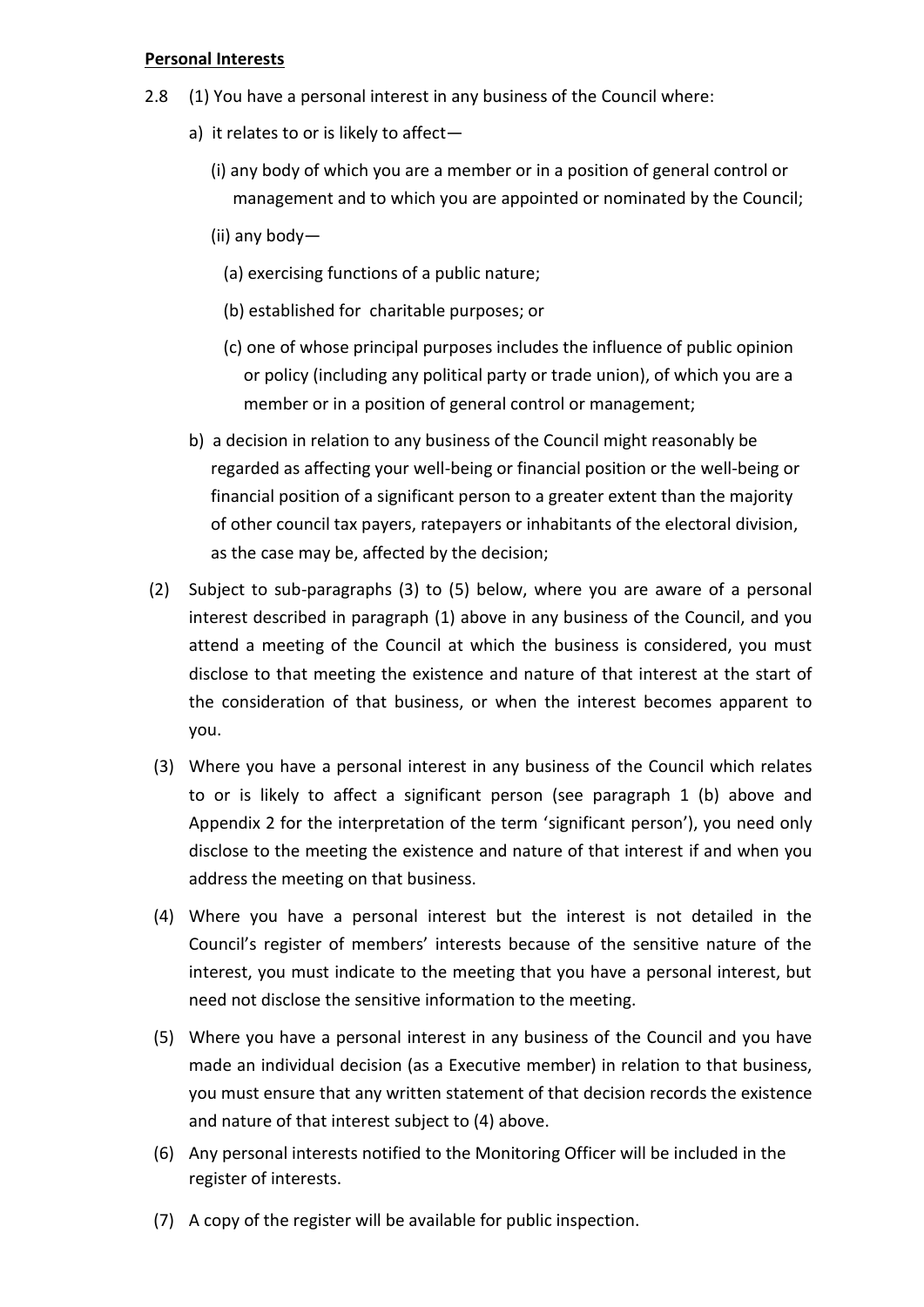**Personal Interests**

2.8 (1) You have a personal interest in any business of the Council where:

a) it relates to or is likely to affect—

(i) any body of which you are a member or in a position of general control or management and to which you are appointed or nominated by the Council;

(ii) any body—

(a) exercising functions of a public nature;

(b) established for charitable purposes; or

(c) one of whose principal purposes includes the influence of public opinion or policy (including any political party or trade union), of which you are a member or in a position of general control or management;

b) a decision in relation to any business of the Council might reasonably be regarded as affecting your well-being or financial position or the well-being or financial position of a significant person to a greater extent than the majority of other council tax payers, ratepayers or inhabitants of the electoral division, as the case may be, affected by the decision;

(2) Subject to sub-paragraphs (3) to (5) below, where you are aware of a personal interest described in paragraph (1) above in any business of the Council, and you attend a meeting of the Council at which the business is considered, you must disclose to that meeting the existence and nature of that interest at the start of the consideration of that business, or when the interest becomes apparent to you.

(3) Where you have a personal interest in any business of the Council which relates to or is likely to affect a significant person (see paragraph 1 (b) above and Appendix 2 for the interpretation of the term 'significant person'), you need only disclose to the meeting the existence and nature of that interest if and when you address the meeting on that business.

(4) Where you have a personal interest but the interest is not detailed in the Council's register of members' interests because of the sensitive nature of the interest, you must indicate to the meeting that you have a personal interest, but need not disclose the sensitive information to the meeting.

(5) Where you have a personal interest in any business of the Council and you have made an individual decision (as a Executive member) in relation to that business, you must ensure that any written statement of that decision records the existence and nature of that interest subject to (4) above.

(6) Any personal interests notified to the Monitoring Officer will be included in the register of interests.

(7) A copy of the register will be available for public inspection.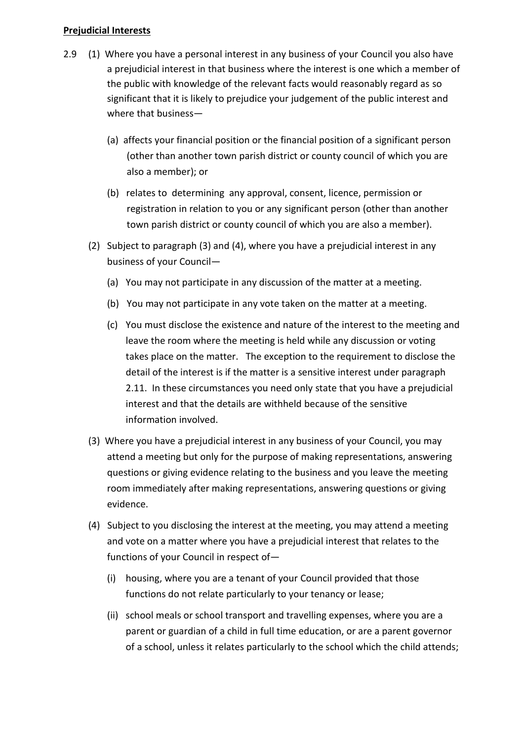**Prejudicial Interests**

2.9 (1) Where you have a personal interest in any business of your Council you also have a prejudicial interest in that business where the interest is one which a member of the public with knowledge of the relevant facts would reasonably regard as so significant that it is likely to prejudice your judgement of the public interest and where that business—

(a) affects your financial position or the financial position of a significant person (other than another town parish district or county council of which you are also a member); or

(b) relates to determining any approval, consent, licence, permission or registration in relation to you or any significant person (other than another town parish district or county council of which you are also a member).

(2) Subject to paragraph (3) and (4), where you have a prejudicial interest in any business of your Council—

(a) You may not participate in any discussion of the matter at a meeting.

(b) You may not participate in any vote taken on the matter at a meeting.

(c) You must disclose the existence and nature of the interest to the meeting and leave the room where the meeting is held while any discussion or voting takes place on the matter. The exception to the requirement to disclose the detail of the interest is if the matter is a sensitive interest under paragraph 2.11. In these circumstances you need only state that you have a prejudicial interest and that the details are withheld because of the sensitive information involved.

(3) Where you have a prejudicial interest in any business of your Council, you may attend a meeting but only for the purpose of making representations, answering questions or giving evidence relating to the business and you leave the meeting room immediately after making representations, answering questions or giving evidence.

(4) Subject to you disclosing the interest at the meeting, you may attend a meeting and vote on a matter where you have a prejudicial interest that relates to the functions of your Council in respect of—

(i) housing, where you are a tenant of your Council provided that those functions do not relate particularly to your tenancy or lease;

(ii) school meals or school transport and travelling expenses, where you are a parent or guardian of a child in full time education, or are a parent governor of a school, unless it relates particularly to the school which the child attends;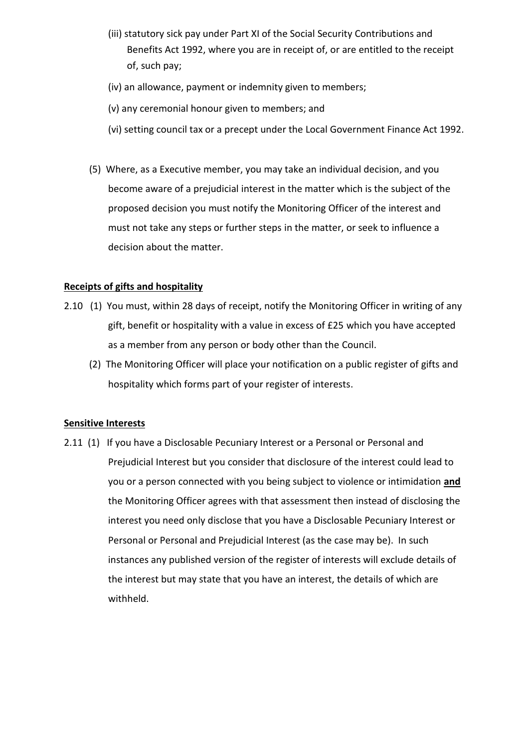(iii) statutory sick pay under Part XI of the Social Security Contributions and Benefits Act 1992, where you are in receipt of, or are entitled to the receipt of, such pay;

(iv) an allowance, payment or indemnity given to members;

(v) any ceremonial honour given to members; and

(vi) setting council tax or a precept under the Local Government Finance Act 1992.

(5) Where, as a Executive member, you may take an individual decision, and you become aware of a prejudicial interest in the matter which is the subject of the proposed decision you must notify the Monitoring Officer of the interest and must not take any steps or further steps in the matter, or seek to influence a decision about the matter.

**Receipts of gifts and hospitality**

2.10 (1) You must, within 28 days of receipt, notify the Monitoring Officer in writing of any gift, benefit or hospitality with a value in excess of £25 which you have accepted as a member from any person or body other than the Council.

(2) The Monitoring Officer will place your notification on a public register of gifts and hospitality which forms part of your register of interests.

**Sensitive Interests**

2.11 (1) If you have a Disclosable Pecuniary Interest or a Personal or Personal and Prejudicial Interest but you consider that disclosure of the interest could lead to you or a person connected with you being subject to violence or intimidation **and** the Monitoring Officer agrees with that assessment then instead of disclosing the interest you need only disclose that you have a Disclosable Pecuniary Interest or Personal or Personal and Prejudicial Interest (as the case may be). In such instances any published version of the register of interests will exclude details of the interest but may state that you have an interest, the details of which are withheld.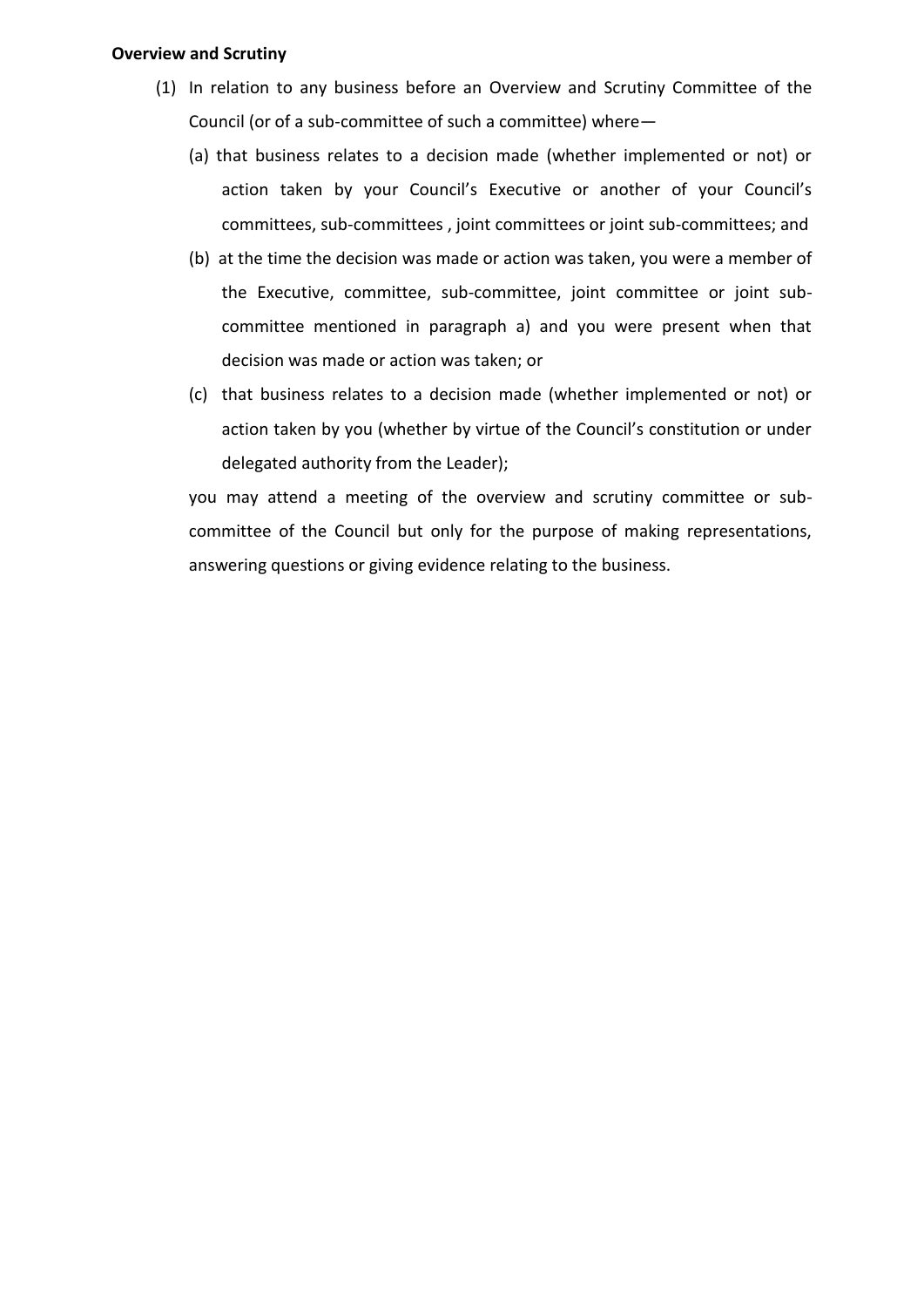**Overview and Scrutiny**

(1) In relation to any business before an Overview and Scrutiny Committee of the Council (or of a sub-committee of such a committee) where—

  (a) that business relates to a decision made (whether implemented or not) or action taken by your Council's Executive or another of your Council's committees, sub-committees , joint committees or joint sub-committees; and

  (b) at the time the decision was made or action was taken, you were a member of the Executive, committee, sub-committee, joint committee or joint sub-committee mentioned in paragraph a) and you were present when that decision was made or action was taken; or

  (c) that business relates to a decision made (whether implemented or not) or action taken by you (whether by virtue of the Council's constitution or under delegated authority from the Leader);

  you may attend a meeting of the overview and scrutiny committee or sub-committee of the Council but only for the purpose of making representations, answering questions or giving evidence relating to the business.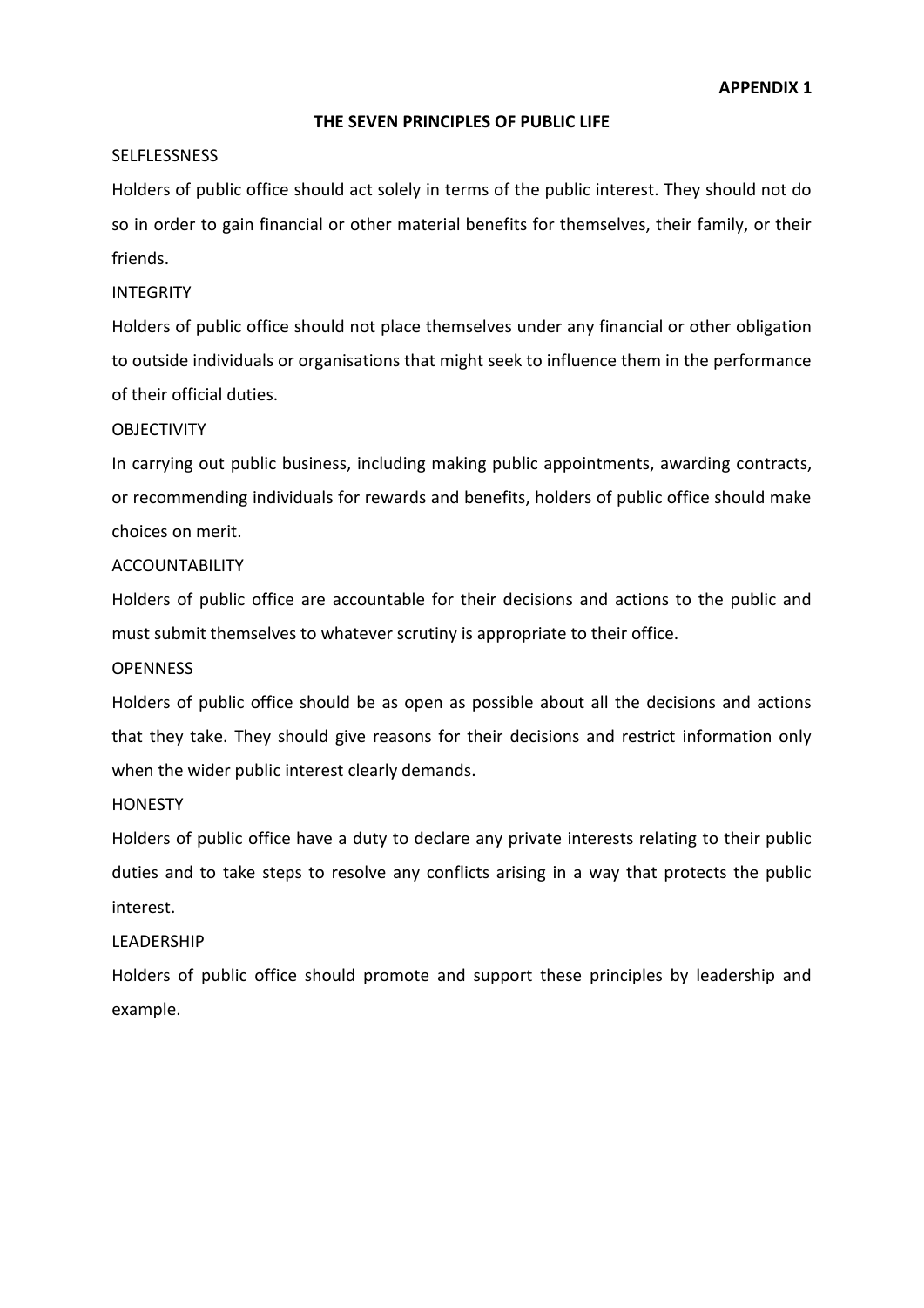**APPENDIX 1**

## THE SEVEN PRINCIPLES OF PUBLIC LIFE

### SELFLESSNESS

Holders of public office should act solely in terms of the public interest. They should not do so in order to gain financial or other material benefits for themselves, their family, or their friends.

### INTEGRITY

Holders of public office should not place themselves under any financial or other obligation to outside individuals or organisations that might seek to influence them in the performance of their official duties.

### OBJECTIVITY

In carrying out public business, including making public appointments, awarding contracts, or recommending individuals for rewards and benefits, holders of public office should make choices on merit.

### ACCOUNTABILITY

Holders of public office are accountable for their decisions and actions to the public and must submit themselves to whatever scrutiny is appropriate to their office.

### OPENNESS

Holders of public office should be as open as possible about all the decisions and actions that they take. They should give reasons for their decisions and restrict information only when the wider public interest clearly demands.

### HONESTY

Holders of public office have a duty to declare any private interests relating to their public duties and to take steps to resolve any conflicts arising in a way that protects the public interest.

### LEADERSHIP

Holders of public office should promote and support these principles by leadership and example.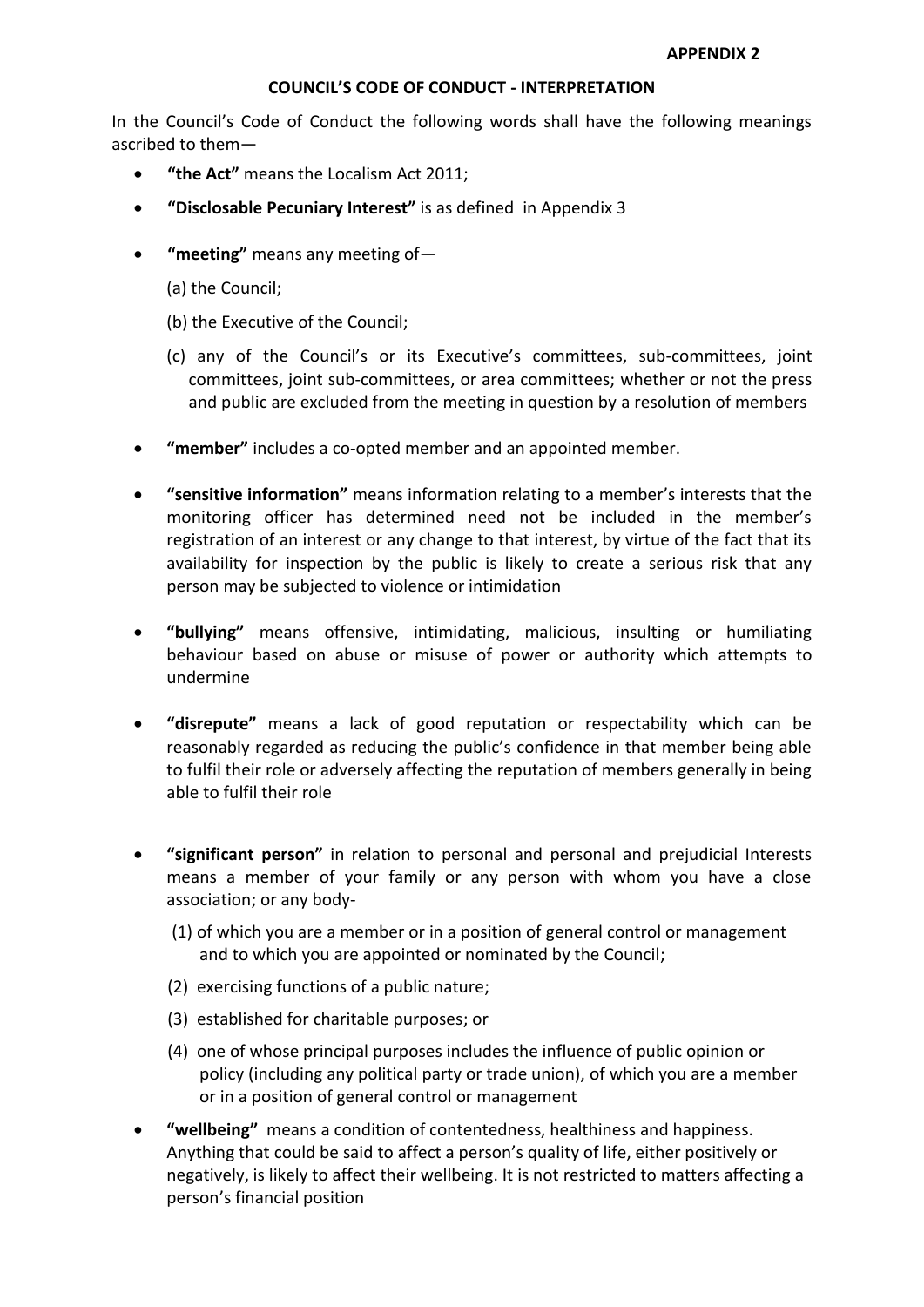**APPENDIX 2**

## COUNCIL'S CODE OF CONDUCT - INTERPRETATION

In the Council's Code of Conduct the following words shall have the following meanings ascribed to them—

- **"the Act"** means the Localism Act 2011;
- **"Disclosable Pecuniary Interest"** is as defined in Appendix 3
- **"meeting"** means any meeting of—

  (a) the Council;

  (b) the Executive of the Council;

  (c) any of the Council's or its Executive's committees, sub-committees, joint committees, joint sub-committees, or area committees; whether or not the press and public are excluded from the meeting in question by a resolution of members

- **"member"** includes a co-opted member and an appointed member.
- **"sensitive information"** means information relating to a member's interests that the monitoring officer has determined need not be included in the member's registration of an interest or any change to that interest, by virtue of the fact that its availability for inspection by the public is likely to create a serious risk that any person may be subjected to violence or intimidation
- **"bullying"** means offensive, intimidating, malicious, insulting or humiliating behaviour based on abuse or misuse of power or authority which attempts to undermine
- **"disrepute"** means a lack of good reputation or respectability which can be reasonably regarded as reducing the public's confidence in that member being able to fulfil their role or adversely affecting the reputation of members generally in being able to fulfil their role
- **"significant person"** in relation to personal and personal and prejudicial Interests means a member of your family or any person with whom you have a close association; or any body-

  (1) of which you are a member or in a position of general control or management and to which you are appointed or nominated by the Council;

  (2) exercising functions of a public nature;

  (3) established for charitable purposes; or

  (4) one of whose principal purposes includes the influence of public opinion or policy (including any political party or trade union), of which you are a member or in a position of general control or management

- **"wellbeing"** means a condition of contentedness, healthiness and happiness. Anything that could be said to affect a person's quality of life, either positively or negatively, is likely to affect their wellbeing. It is not restricted to matters affecting a person's financial position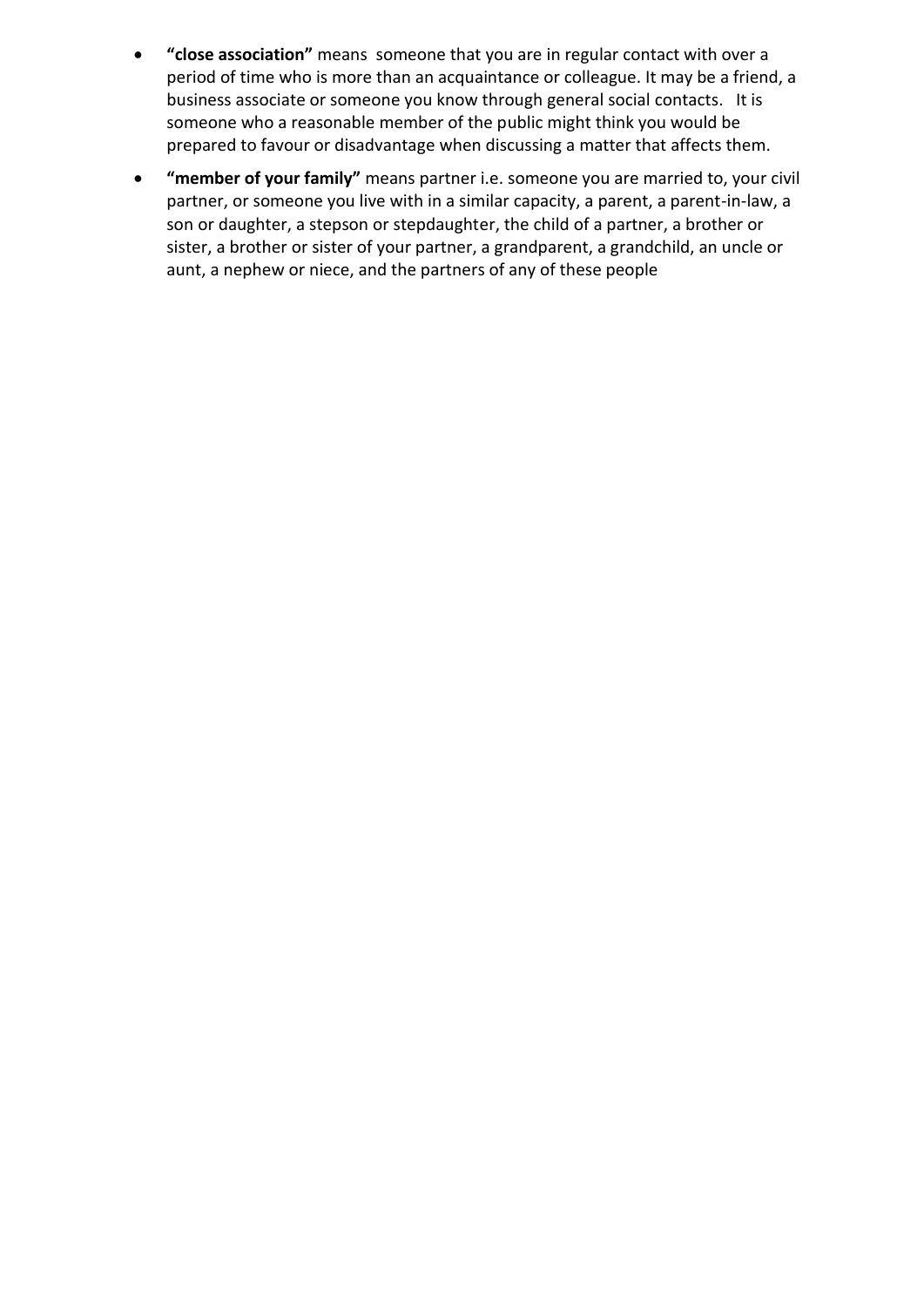- **"close association"** means someone that you are in regular contact with over a period of time who is more than an acquaintance or colleague. It may be a friend, a business associate or someone you know through general social contacts. It is someone who a reasonable member of the public might think you would be prepared to favour or disadvantage when discussing a matter that affects them.
- **"member of your family"** means partner i.e. someone you are married to, your civil partner, or someone you live with in a similar capacity, a parent, a parent-in-law, a son or daughter, a stepson or stepdaughter, the child of a partner, a brother or sister, a brother or sister of your partner, a grandparent, a grandchild, an uncle or aunt, a nephew or niece, and the partners of any of these people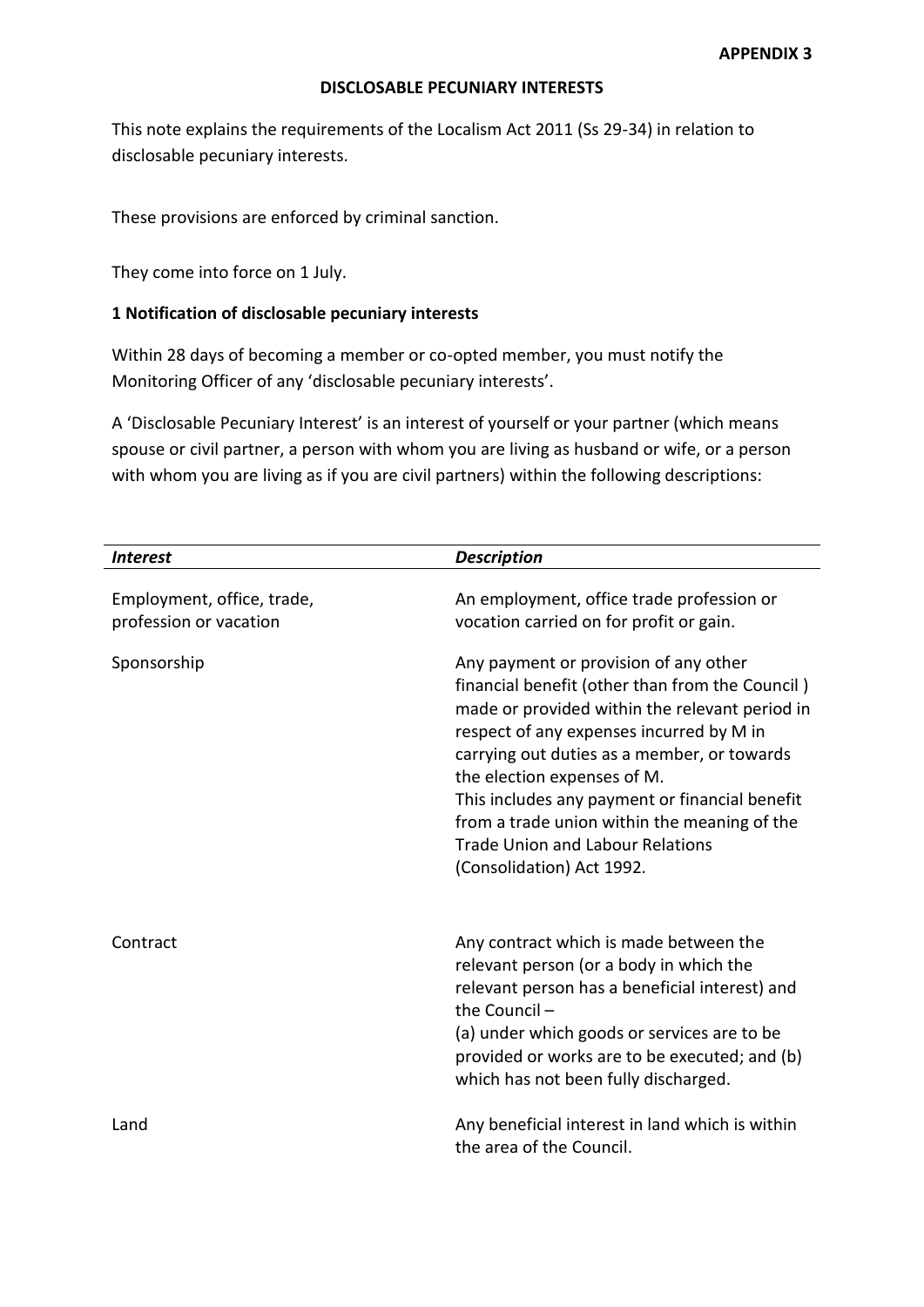**APPENDIX 3**

## DISCLOSABLE PECUNIARY INTERESTS

This note explains the requirements of the Localism Act 2011 (Ss 29-34) in relation to disclosable pecuniary interests.

These provisions are enforced by criminal sanction.

They come into force on 1 July.

### 1 Notification of disclosable pecuniary interests

Within 28 days of becoming a member or co-opted member, you must notify the Monitoring Officer of any 'disclosable pecuniary interests'.

A 'Disclosable Pecuniary Interest' is an interest of yourself or your partner (which means spouse or civil partner, a person with whom you are living as husband or wife, or a person with whom you are living as if you are civil partners) within the following descriptions:

| *Interest* | *Description* |
|---|---|
| Employment, office, trade, profession or vacation | An employment, office trade profession or vocation carried on for profit or gain. |
| Sponsorship | Any payment or provision of any other financial benefit (other than from the Council ) made or provided within the relevant period in respect of any expenses incurred by M in carrying out duties as a member, or towards the election expenses of M.<br>This includes any payment or financial benefit from a trade union within the meaning of the Trade Union and Labour Relations (Consolidation) Act 1992. |
| Contract | Any contract which is made between the relevant person (or a body in which the relevant person has a beneficial interest) and the Council –<br>(a) under which goods or services are to be provided or works are to be executed; and (b) which has not been fully discharged. |
| Land | Any beneficial interest in land which is within the area of the Council. |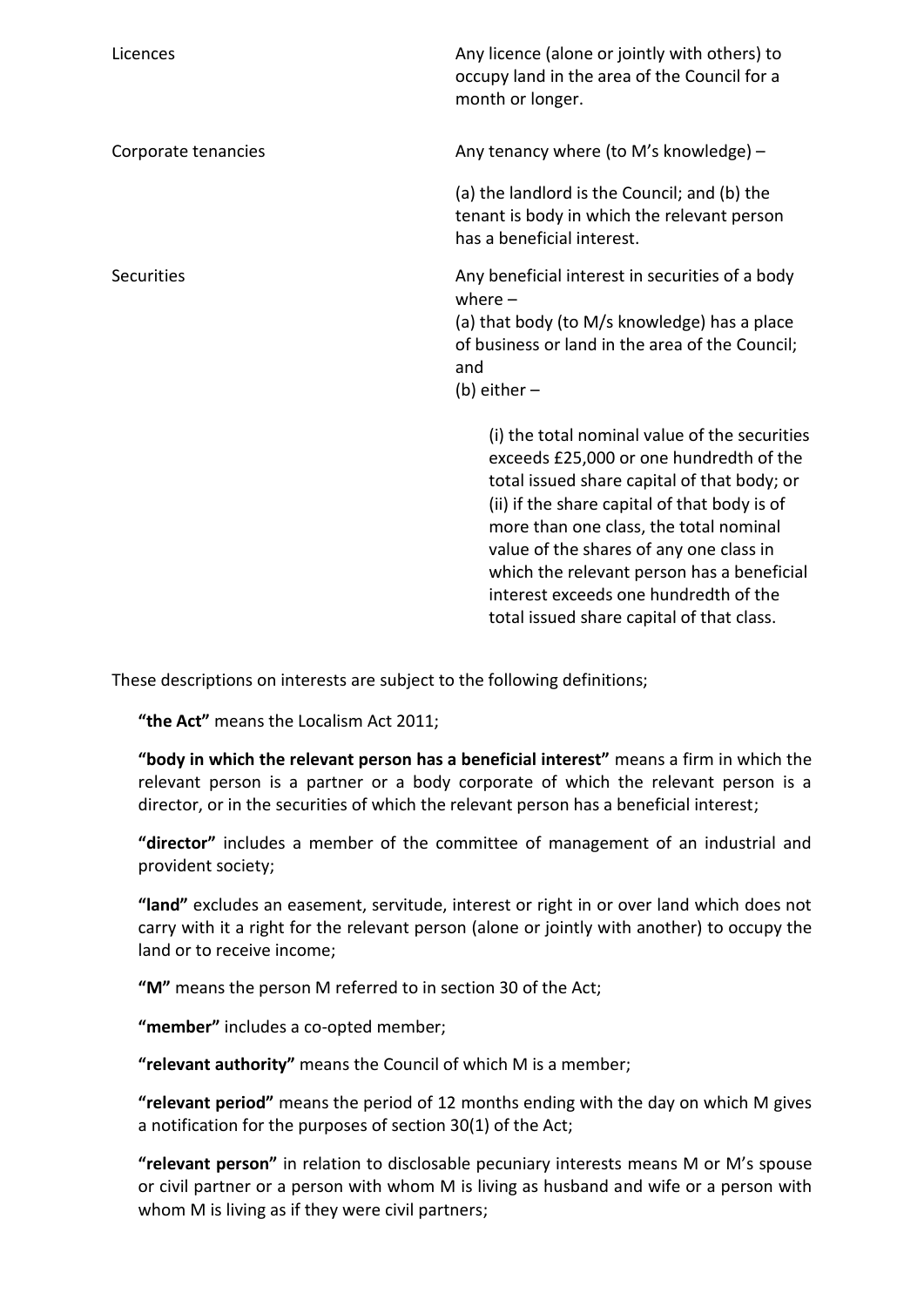| | |
|---|---|
| Licences | Any licence (alone or jointly with others) to occupy land in the area of the Council for a month or longer. |
| Corporate tenancies | Any tenancy where (to M's knowledge) – (a) the landlord is the Council; and (b) the tenant is body in which the relevant person has a beneficial interest. |
| Securities | Any beneficial interest in securities of a body where – (a) that body (to M/s knowledge) has a place of business or land in the area of the Council; and (b) either – (i) the total nominal value of the securities exceeds £25,000 or one hundredth of the total issued share capital of that body; or (ii) if the share capital of that body is of more than one class, the total nominal value of the shares of any one class in which the relevant person has a beneficial interest exceeds one hundredth of the total issued share capital of that class. |

These descriptions on interests are subject to the following definitions;

**"the Act"** means the Localism Act 2011;

**"body in which the relevant person has a beneficial interest"** means a firm in which the relevant person is a partner or a body corporate of which the relevant person is a director, or in the securities of which the relevant person has a beneficial interest;

**"director"** includes a member of the committee of management of an industrial and provident society;

**"land"** excludes an easement, servitude, interest or right in or over land which does not carry with it a right for the relevant person (alone or jointly with another) to occupy the land or to receive income;

**"M"** means the person M referred to in section 30 of the Act;

**"member"** includes a co-opted member;

**"relevant authority"** means the Council of which M is a member;

**"relevant period"** means the period of 12 months ending with the day on which M gives a notification for the purposes of section 30(1) of the Act;

**"relevant person"** in relation to disclosable pecuniary interests means M or M's spouse or civil partner or a person with whom M is living as husband and wife or a person with whom M is living as if they were civil partners;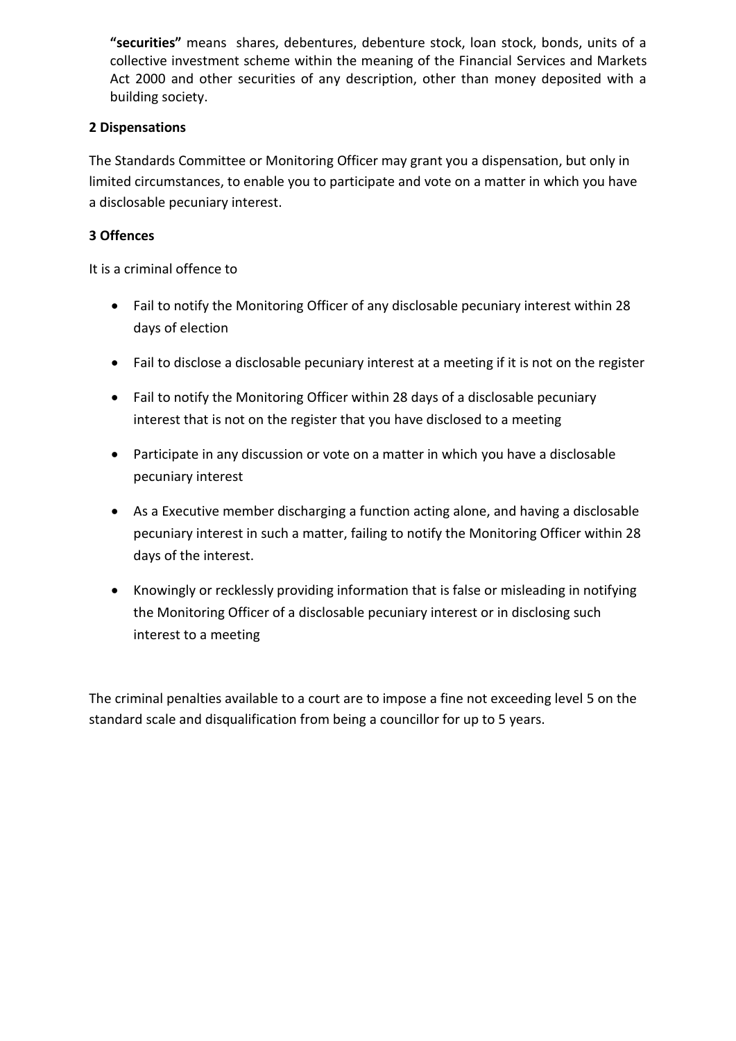**"securities"** means shares, debentures, debenture stock, loan stock, bonds, units of a collective investment scheme within the meaning of the Financial Services and Markets Act 2000 and other securities of any description, other than money deposited with a building society.

### 2 Dispensations

The Standards Committee or Monitoring Officer may grant you a dispensation, but only in limited circumstances, to enable you to participate and vote on a matter in which you have a disclosable pecuniary interest.

### 3 Offences

It is a criminal offence to

- Fail to notify the Monitoring Officer of any disclosable pecuniary interest within 28 days of election
- Fail to disclose a disclosable pecuniary interest at a meeting if it is not on the register
- Fail to notify the Monitoring Officer within 28 days of a disclosable pecuniary interest that is not on the register that you have disclosed to a meeting
- Participate in any discussion or vote on a matter in which you have a disclosable pecuniary interest
- As a Executive member discharging a function acting alone, and having a disclosable pecuniary interest in such a matter, failing to notify the Monitoring Officer within 28 days of the interest.
- Knowingly or recklessly providing information that is false or misleading in notifying the Monitoring Officer of a disclosable pecuniary interest or in disclosing such interest to a meeting

The criminal penalties available to a court are to impose a fine not exceeding level 5 on the standard scale and disqualification from being a councillor for up to 5 years.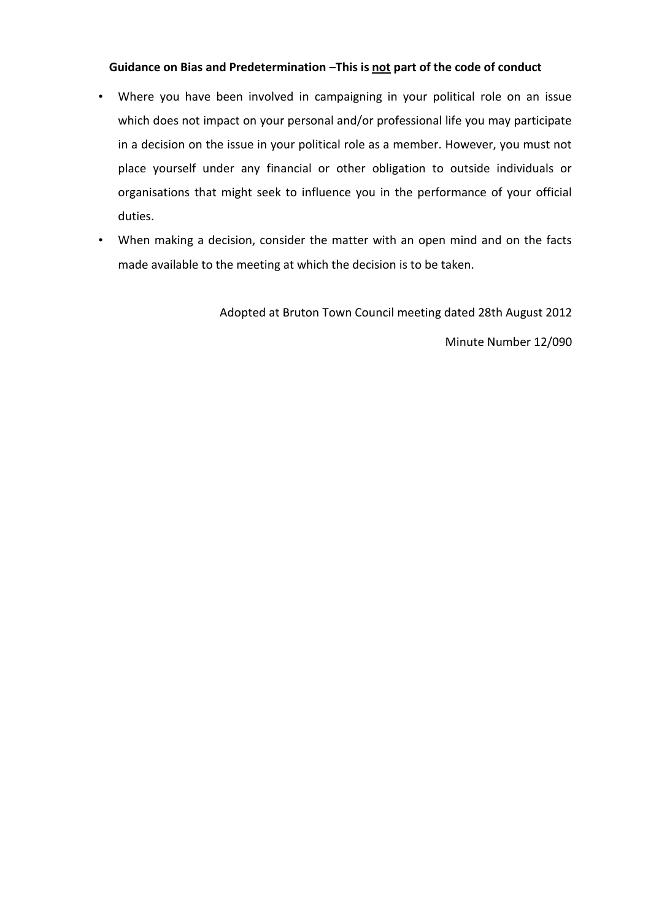**Guidance on Bias and Predetermination –This is <u>not</u> part of the code of conduct**

- Where you have been involved in campaigning in your political role on an issue which does not impact on your personal and/or professional life you may participate in a decision on the issue in your political role as a member. However, you must not place yourself under any financial or other obligation to outside individuals or organisations that might seek to influence you in the performance of your official duties.
- When making a decision, consider the matter with an open mind and on the facts made available to the meeting at which the decision is to be taken.

Adopted at Bruton Town Council meeting dated 28th August 2012

Minute Number 12/090